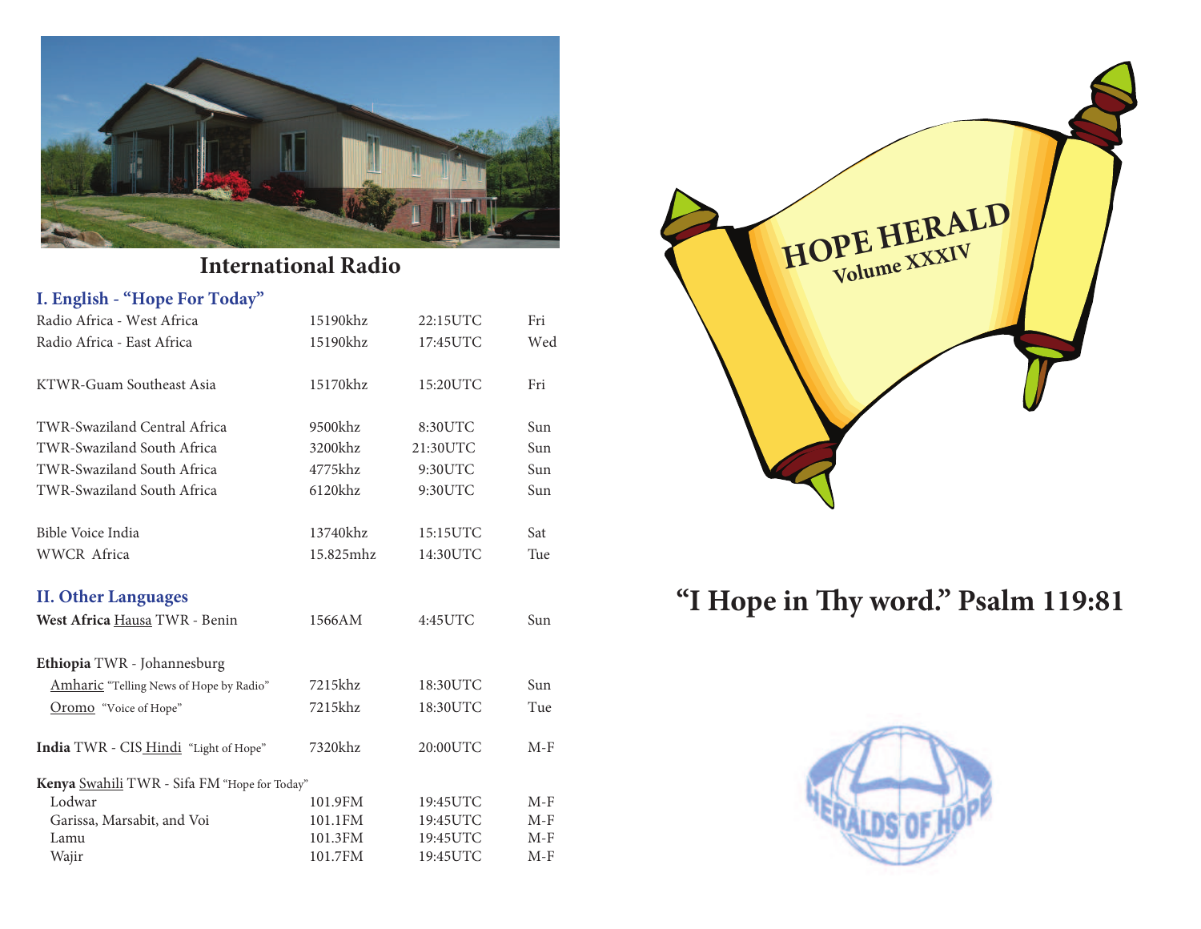## International Radio

### I. English - "Hope For Today"

| | | | |
|---|---|---|---|
| Radio Africa - West Africa | 15190khz | 22:15UTC | Fri |
| Radio Africa - East Africa | 15190khz | 17:45UTC | Wed |
| KTWR-Guam Southeast Asia | 15170khz | 15:20UTC | Fri |
| TWR-Swaziland Central Africa | 9500khz | 8:30UTC | Sun |
| TWR-Swaziland South Africa | 3200khz | 21:30UTC | Sun |
| TWR-Swaziland South Africa | 4775khz | 9:30UTC | Sun |
| TWR-Swaziland South Africa | 6120khz | 9:30UTC | Sun |
| Bible Voice India | 13740khz | 15:15UTC | Sat |
| WWCR Africa | 15.825mhz | 14:30UTC | Tue |

### II. Other Languages

| | | | |
|---|---|---|---|
| **West Africa** Hausa TWR - Benin | 1566AM | 4:45UTC | Sun |
| **Ethiopia** TWR - Johannesburg | | | |
| Amharic "Telling News of Hope by Radio" | 7215khz | 18:30UTC | Sun |
| Oromo "Voice of Hope" | 7215khz | 18:30UTC | Tue |
| **India** TWR - CIS Hindi "Light of Hope" | 7320khz | 20:00UTC | M-F |
| **Kenya** Swahili TWR - Sifa FM "Hope for Today" | | | |
| Lodwar | 101.9FM | 19:45UTC | M-F |
| Garissa, Marsabit, and Voi | 101.1FM | 19:45UTC | M-F |
| Lamu | 101.3FM | 19:45UTC | M-F |
| Wajir | 101.7FM | 19:45UTC | M-F |

# HOPE HERALD
## Volume XXXIV

**"I Hope in Thy word." Psalm 119:81**

HERALDS OF HOPE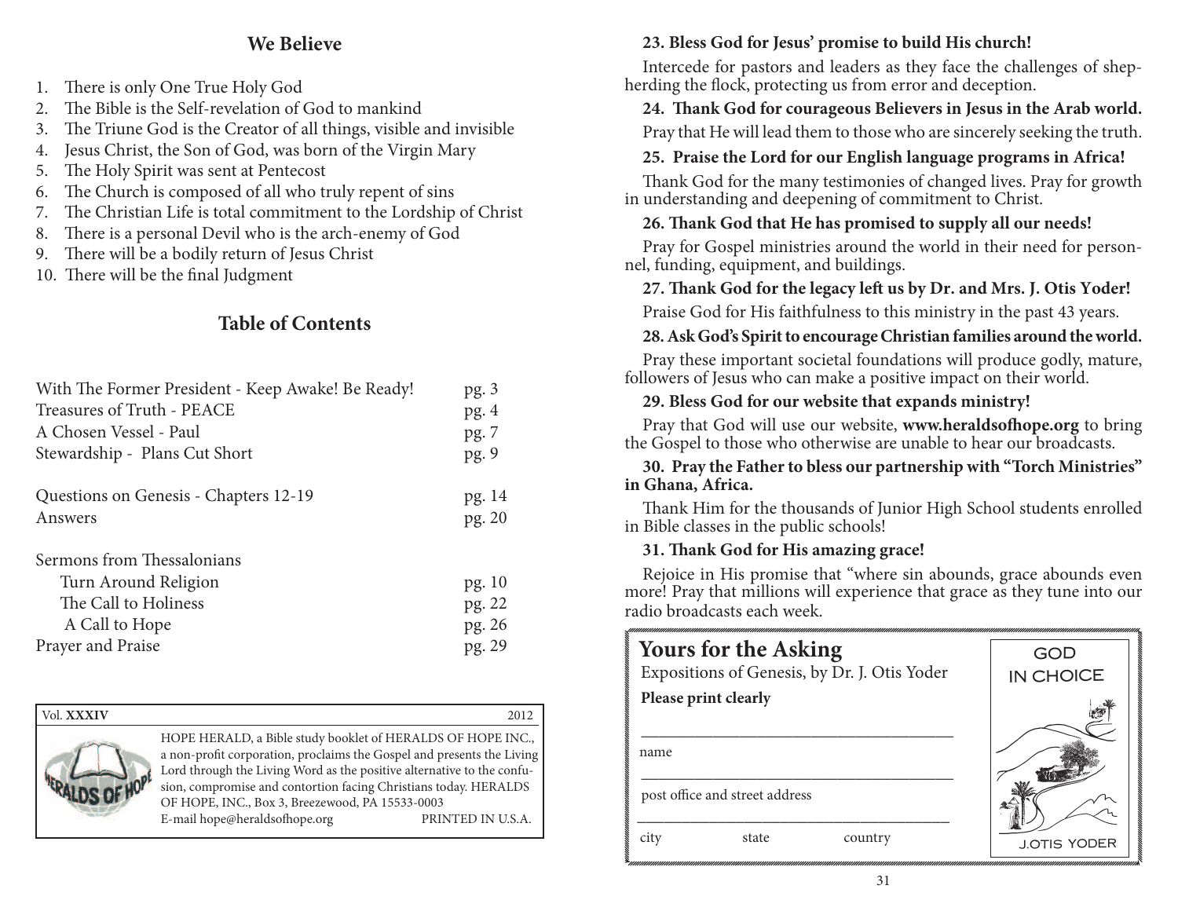## We Believe

1. There is only One True Holy God
2. The Bible is the Self-revelation of God to mankind
3. The Triune God is the Creator of all things, visible and invisible
4. Jesus Christ, the Son of God, was born of the Virgin Mary
5. The Holy Spirit was sent at Pentecost
6. The Church is composed of all who truly repent of sins
7. The Christian Life is total commitment to the Lordship of Christ
8. There is a personal Devil who is the arch-enemy of God
9. There will be a bodily return of Jesus Christ
10. There will be the final Judgment

## Table of Contents

| | |
|---|---|
| With The Former President - Keep Awake! Be Ready! | pg. 3 |
| Treasures of Truth - PEACE | pg. 4 |
| A Chosen Vessel - Paul | pg. 7 |
| Stewardship - Plans Cut Short | pg. 9 |
| Questions on Genesis - Chapters 12-19 | pg. 14 |
| Answers | pg. 20 |
| Sermons from Thessalonians | |
| Turn Around Religion | pg. 10 |
| The Call to Holiness | pg. 22 |
| A Call to Hope | pg. 26 |
| Prayer and Praise | pg. 29 |

Vol. **XXXIV** 2012

HOPE HERALD, a Bible study booklet of HERALDS OF HOPE INC., a non-profit corporation, proclaims the Gospel and presents the Living Lord through the Living Word as the positive alternative to the confusion, compromise and contortion facing Christians today. HERALDS OF HOPE, INC., Box 3, Breezewood, PA 15533-0003
E-mail hope@heraldsofhope.org PRINTED IN U.S.A.

**23. Bless God for Jesus' promise to build His church!**

Intercede for pastors and leaders as they face the challenges of shepherding the flock, protecting us from error and deception.

**24. Thank God for courageous Believers in Jesus in the Arab world.**

Pray that He will lead them to those who are sincerely seeking the truth.

**25. Praise the Lord for our English language programs in Africa!**

Thank God for the many testimonies of changed lives. Pray for growth in understanding and deepening of commitment to Christ.

**26. Thank God that He has promised to supply all our needs!**

Pray for Gospel ministries around the world in their need for personnel, funding, equipment, and buildings.

**27. Thank God for the legacy left us by Dr. and Mrs. J. Otis Yoder!**

Praise God for His faithfulness to this ministry in the past 43 years.

**28. Ask God's Spirit to encourage Christian families around the world.**

Pray these important societal foundations will produce godly, mature, followers of Jesus who can make a positive impact on their world.

**29. Bless God for our website that expands ministry!**

Pray that God will use our website, **www.heraldsofhope.org** to bring the Gospel to those who otherwise are unable to hear our broadcasts.

**30. Pray the Father to bless our partnership with "Torch Ministries" in Ghana, Africa.**

Thank Him for the thousands of Junior High School students enrolled in Bible classes in the public schools!

**31. Thank God for His amazing grace!**

Rejoice in His promise that "where sin abounds, grace abounds even more! Pray that millions will experience that grace as they tune into our radio broadcasts each week.

## Yours for the Asking

Expositions of Genesis, by Dr. J. Otis Yoder

**Please print clearly**

\_\_\_\_\_\_\_\_\_\_\_\_\_\_\_\_\_\_\_\_\_\_\_\_\_\_\_\_\_\_\_\_\_\_\_\_\_\_\_\_
name

\_\_\_\_\_\_\_\_\_\_\_\_\_\_\_\_\_\_\_\_\_\_\_\_\_\_\_\_\_\_\_\_\_\_\_\_\_\_\_\_
post office and street address

\_\_\_\_\_\_\_\_\_\_\_\_\_\_\_\_\_\_\_\_\_\_\_\_\_\_\_\_\_\_\_\_\_\_\_\_\_\_\_\_
city state country

GOD IN CHOICE

J.OTIS YODER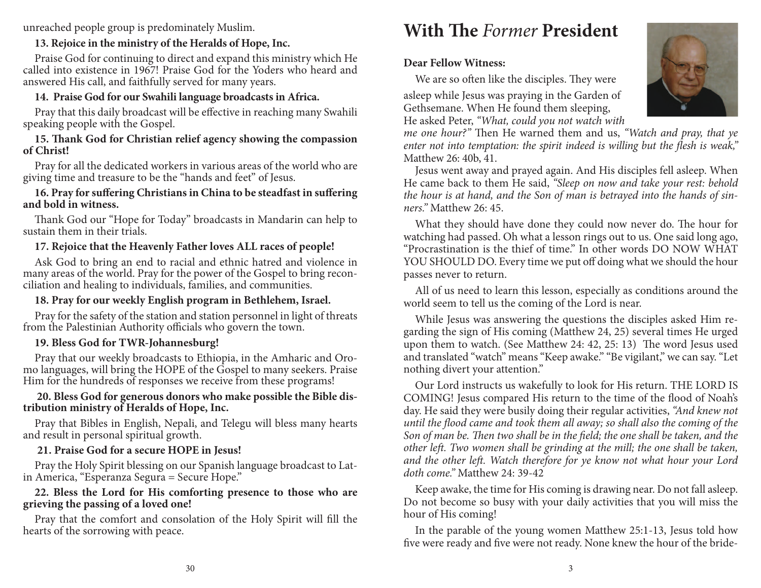unreached people group is predominately Muslim.

**13. Rejoice in the ministry of the Heralds of Hope, Inc.**

Praise God for continuing to direct and expand this ministry which He called into existence in 1967! Praise God for the Yoders who heard and answered His call, and faithfully served for many years.

**14. Praise God for our Swahili language broadcasts in Africa.**

Pray that this daily broadcast will be effective in reaching many Swahili speaking people with the Gospel.

**15. Thank God for Christian relief agency showing the compassion of Christ!**

Pray for all the dedicated workers in various areas of the world who are giving time and treasure to be the "hands and feet" of Jesus.

**16. Pray for suffering Christians in China to be steadfast in suffering and bold in witness.**

Thank God our "Hope for Today" broadcasts in Mandarin can help to sustain them in their trials.

**17. Rejoice that the Heavenly Father loves ALL races of people!**

Ask God to bring an end to racial and ethnic hatred and violence in many areas of the world. Pray for the power of the Gospel to bring reconciliation and healing to individuals, families, and communities.

**18. Pray for our weekly English program in Bethlehem, Israel.**

Pray for the safety of the station and station personnel in light of threats from the Palestinian Authority officials who govern the town.

**19. Bless God for TWR-Johannesburg!**

Pray that our weekly broadcasts to Ethiopia, in the Amharic and Oromo languages, will bring the HOPE of the Gospel to many seekers. Praise Him for the hundreds of responses we receive from these programs!

**20. Bless God for generous donors who make possible the Bible distribution ministry of Heralds of Hope, Inc.**

Pray that Bibles in English, Nepali, and Telegu will bless many hearts and result in personal spiritual growth.

**21. Praise God for a secure HOPE in Jesus!**

Pray the Holy Spirit blessing on our Spanish language broadcast to Latin America, "Esperanza Segura = Secure Hope."

**22. Bless the Lord for His comforting presence to those who are grieving the passing of a loved one!**

Pray that the comfort and consolation of the Holy Spirit will fill the hearts of the sorrowing with peace.

# With The *Former* President

**Dear Fellow Witness:**

We are so often like the disciples. They were asleep while Jesus was praying in the Garden of Gethsemane. When He found them sleeping, He asked Peter, *"What, could you not watch with me one hour?"* Then He warned them and us, *"Watch and pray, that ye enter not into temptation: the spirit indeed is willing but the flesh is weak,"* Matthew 26: 40b, 41.

Jesus went away and prayed again. And His disciples fell asleep. When He came back to them He said, *"Sleep on now and take your rest: behold the hour is at hand, and the Son of man is betrayed into the hands of sinners."* Matthew 26: 45.

What they should have done they could now never do. The hour for watching had passed. Oh what a lesson rings out to us. One said long ago, "Procrastination is the thief of time." In other words DO NOW WHAT YOU SHOULD DO. Every time we put off doing what we should the hour passes never to return.

All of us need to learn this lesson, especially as conditions around the world seem to tell us the coming of the Lord is near.

While Jesus was answering the questions the disciples asked Him regarding the sign of His coming (Matthew 24, 25) several times He urged upon them to watch. (See Matthew 24: 42, 25: 13) The word Jesus used and translated "watch" means "Keep awake." "Be vigilant," we can say. "Let nothing divert your attention."

Our Lord instructs us wakefully to look for His return. THE LORD IS COMING! Jesus compared His return to the time of the flood of Noah's day. He said they were busily doing their regular activities, *"And knew not until the flood came and took them all away; so shall also the coming of the Son of man be. Then two shall be in the field; the one shall be taken, and the other left. Two women shall be grinding at the mill; the one shall be taken, and the other left. Watch therefore for ye know not what hour your Lord doth come."* Matthew 24: 39-42

Keep awake, the time for His coming is drawing near. Do not fall asleep. Do not become so busy with your daily activities that you will miss the hour of His coming!

In the parable of the young women Matthew 25:1-13, Jesus told how five were ready and five were not ready. None knew the hour of the bride-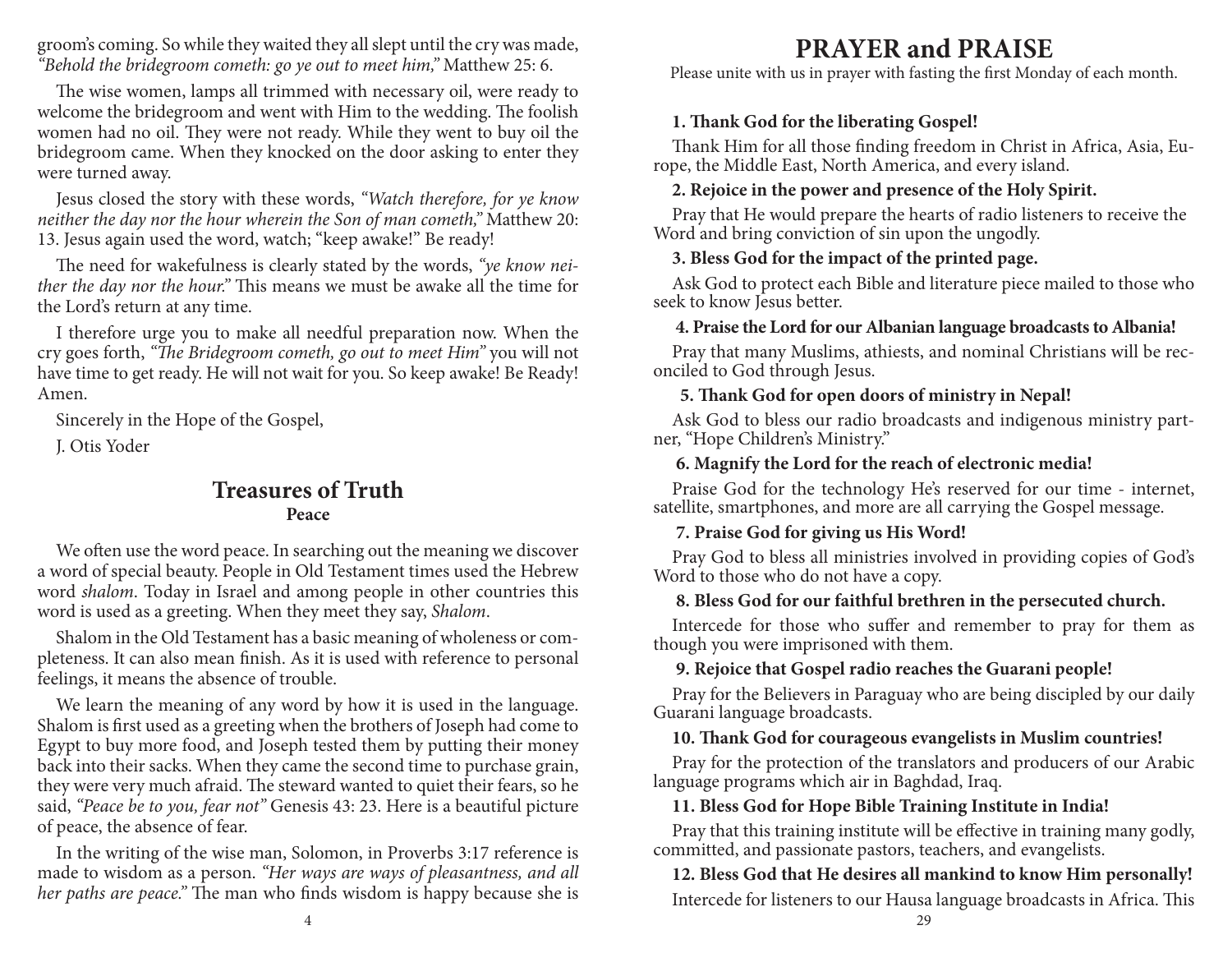groom's coming. So while they waited they all slept until the cry was made, *"Behold the bridegroom cometh: go ye out to meet him,"* Matthew 25: 6.

The wise women, lamps all trimmed with necessary oil, were ready to welcome the bridegroom and went with Him to the wedding. The foolish women had no oil. They were not ready. While they went to buy oil the bridegroom came. When they knocked on the door asking to enter they were turned away.

Jesus closed the story with these words, *"Watch therefore, for ye know neither the day nor the hour wherein the Son of man cometh,"* Matthew 20: 13. Jesus again used the word, watch; "keep awake!" Be ready!

The need for wakefulness is clearly stated by the words, *"ye know neither the day nor the hour."* This means we must be awake all the time for the Lord's return at any time.

I therefore urge you to make all needful preparation now. When the cry goes forth, *"The Bridegroom cometh, go out to meet Him"* you will not have time to get ready. He will not wait for you. So keep awake! Be Ready! Amen.

Sincerely in the Hope of the Gospel,

J. Otis Yoder

## Treasures of Truth

**Peace**

We often use the word peace. In searching out the meaning we discover a word of special beauty. People in Old Testament times used the Hebrew word *shalom*. Today in Israel and among people in other countries this word is used as a greeting. When they meet they say, *Shalom*.

Shalom in the Old Testament has a basic meaning of wholeness or completeness. It can also mean finish. As it is used with reference to personal feelings, it means the absence of trouble.

We learn the meaning of any word by how it is used in the language. Shalom is first used as a greeting when the brothers of Joseph had come to Egypt to buy more food, and Joseph tested them by putting their money back into their sacks. When they came the second time to purchase grain, they were very much afraid. The steward wanted to quiet their fears, so he said, *"Peace be to you, fear not"* Genesis 43: 23. Here is a beautiful picture of peace, the absence of fear.

In the writing of the wise man, Solomon, in Proverbs 3:17 reference is made to wisdom as a person. *"Her ways are ways of pleasantness, and all her paths are peace."* The man who finds wisdom is happy because she is

# PRAYER and PRAISE

Please unite with us in prayer with fasting the first Monday of each month.

**1. Thank God for the liberating Gospel!**

Thank Him for all those finding freedom in Christ in Africa, Asia, Europe, the Middle East, North America, and every island.

**2. Rejoice in the power and presence of the Holy Spirit.**

Pray that He would prepare the hearts of radio listeners to receive the Word and bring conviction of sin upon the ungodly.

**3. Bless God for the impact of the printed page.**

Ask God to protect each Bible and literature piece mailed to those who seek to know Jesus better.

**4. Praise the Lord for our Albanian language broadcasts to Albania!**

Pray that many Muslims, athiests, and nominal Christians will be reconciled to God through Jesus.

**5. Thank God for open doors of ministry in Nepal!**

Ask God to bless our radio broadcasts and indigenous ministry partner, "Hope Children's Ministry."

**6. Magnify the Lord for the reach of electronic media!**

Praise God for the technology He's reserved for our time - internet, satellite, smartphones, and more are all carrying the Gospel message.

**7. Praise God for giving us His Word!**

Pray God to bless all ministries involved in providing copies of God's Word to those who do not have a copy.

**8. Bless God for our faithful brethren in the persecuted church.**

Intercede for those who suffer and remember to pray for them as though you were imprisoned with them.

**9. Rejoice that Gospel radio reaches the Guarani people!**

Pray for the Believers in Paraguay who are being discipled by our daily Guarani language broadcasts.

**10. Thank God for courageous evangelists in Muslim countries!**

Pray for the protection of the translators and producers of our Arabic language programs which air in Baghdad, Iraq.

**11. Bless God for Hope Bible Training Institute in India!**

Pray that this training institute will be effective in training many godly, committed, and passionate pastors, teachers, and evangelists.

**12. Bless God that He desires all mankind to know Him personally!**

Intercede for listeners to our Hausa language broadcasts in Africa. This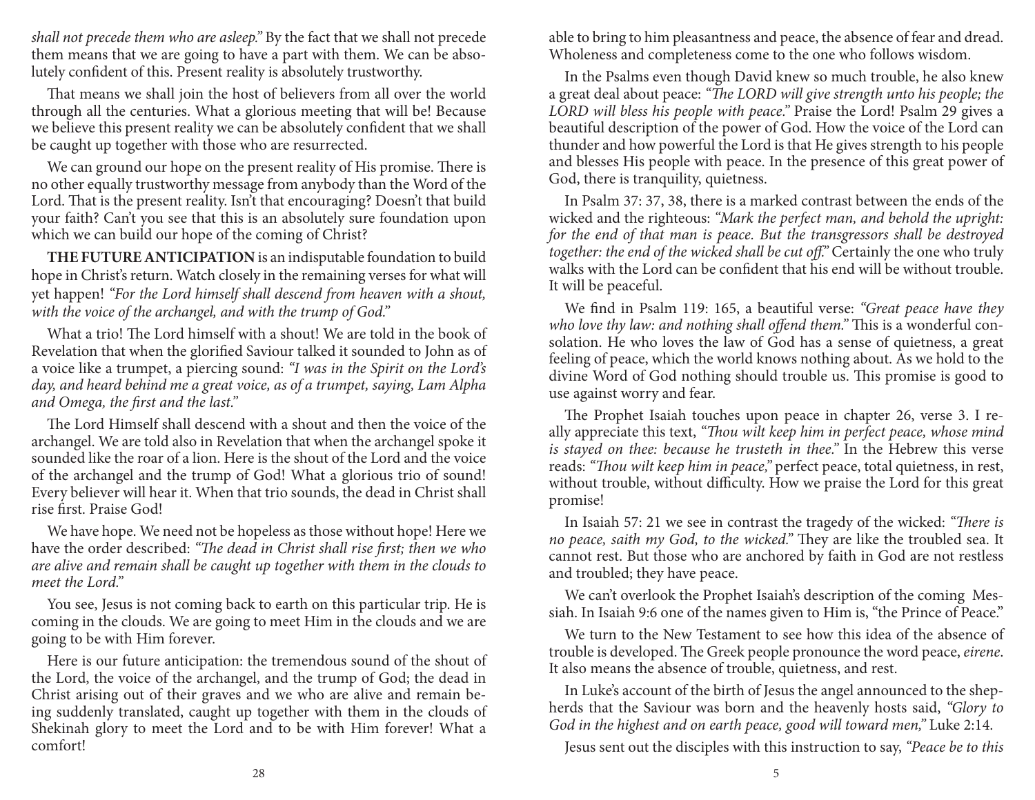*shall not precede them who are asleep."* By the fact that we shall not precede them means that we are going to have a part with them. We can be absolutely confident of this. Present reality is absolutely trustworthy.

That means we shall join the host of believers from all over the world through all the centuries. What a glorious meeting that will be! Because we believe this present reality we can be absolutely confident that we shall be caught up together with those who are resurrected.

We can ground our hope on the present reality of His promise. There is no other equally trustworthy message from anybody than the Word of the Lord. That is the present reality. Isn't that encouraging? Doesn't that build your faith? Can't you see that this is an absolutely sure foundation upon which we can build our hope of the coming of Christ?

**THE FUTURE ANTICIPATION** is an indisputable foundation to build hope in Christ's return. Watch closely in the remaining verses for what will yet happen! *"For the Lord himself shall descend from heaven with a shout, with the voice of the archangel, and with the trump of God."*

What a trio! The Lord himself with a shout! We are told in the book of Revelation that when the glorified Saviour talked it sounded to John as of a voice like a trumpet, a piercing sound: *"I was in the Spirit on the Lord's day, and heard behind me a great voice, as of a trumpet, saying, Lam Alpha and Omega, the first and the last."*

The Lord Himself shall descend with a shout and then the voice of the archangel. We are told also in Revelation that when the archangel spoke it sounded like the roar of a lion. Here is the shout of the Lord and the voice of the archangel and the trump of God! What a glorious trio of sound! Every believer will hear it. When that trio sounds, the dead in Christ shall rise first. Praise God!

We have hope. We need not be hopeless as those without hope! Here we have the order described: *"The dead in Christ shall rise first; then we who are alive and remain shall be caught up together with them in the clouds to meet the Lord."*

You see, Jesus is not coming back to earth on this particular trip. He is coming in the clouds. We are going to meet Him in the clouds and we are going to be with Him forever.

Here is our future anticipation: the tremendous sound of the shout of the Lord, the voice of the archangel, and the trump of God; the dead in Christ arising out of their graves and we who are alive and remain being suddenly translated, caught up together with them in the clouds of Shekinah glory to meet the Lord and to be with Him forever! What a comfort!

able to bring to him pleasantness and peace, the absence of fear and dread. Wholeness and completeness come to the one who follows wisdom.

In the Psalms even though David knew so much trouble, he also knew a great deal about peace: *"The LORD will give strength unto his people; the LORD will bless his people with peace."* Praise the Lord! Psalm 29 gives a beautiful description of the power of God. How the voice of the Lord can thunder and how powerful the Lord is that He gives strength to his people and blesses His people with peace. In the presence of this great power of God, there is tranquility, quietness.

In Psalm 37: 37, 38, there is a marked contrast between the ends of the wicked and the righteous: *"Mark the perfect man, and behold the upright: for the end of that man is peace. But the transgressors shall be destroyed together: the end of the wicked shall be cut off."* Certainly the one who truly walks with the Lord can be confident that his end will be without trouble. It will be peaceful.

We find in Psalm 119: 165, a beautiful verse: *"Great peace have they who love thy law: and nothing shall offend them."* This is a wonderful consolation. He who loves the law of God has a sense of quietness, a great feeling of peace, which the world knows nothing about. As we hold to the divine Word of God nothing should trouble us. This promise is good to use against worry and fear.

The Prophet Isaiah touches upon peace in chapter 26, verse 3. I really appreciate this text, *"Thou wilt keep him in perfect peace, whose mind is stayed on thee: because he trusteth in thee."* In the Hebrew this verse reads: *"Thou wilt keep him in peace,"* perfect peace, total quietness, in rest, without trouble, without difficulty. How we praise the Lord for this great promise!

In Isaiah 57: 21 we see in contrast the tragedy of the wicked: *"There is no peace, saith my God, to the wicked."* They are like the troubled sea. It cannot rest. But those who are anchored by faith in God are not restless and troubled; they have peace.

We can't overlook the Prophet Isaiah's description of the coming Messiah. In Isaiah 9:6 one of the names given to Him is, "the Prince of Peace."

We turn to the New Testament to see how this idea of the absence of trouble is developed. The Greek people pronounce the word peace, *eirene*. It also means the absence of trouble, quietness, and rest.

In Luke's account of the birth of Jesus the angel announced to the shepherds that the Saviour was born and the heavenly hosts said, *"Glory to God in the highest and on earth peace, good will toward men,"* Luke 2:14.

Jesus sent out the disciples with this instruction to say, *"Peace be to this*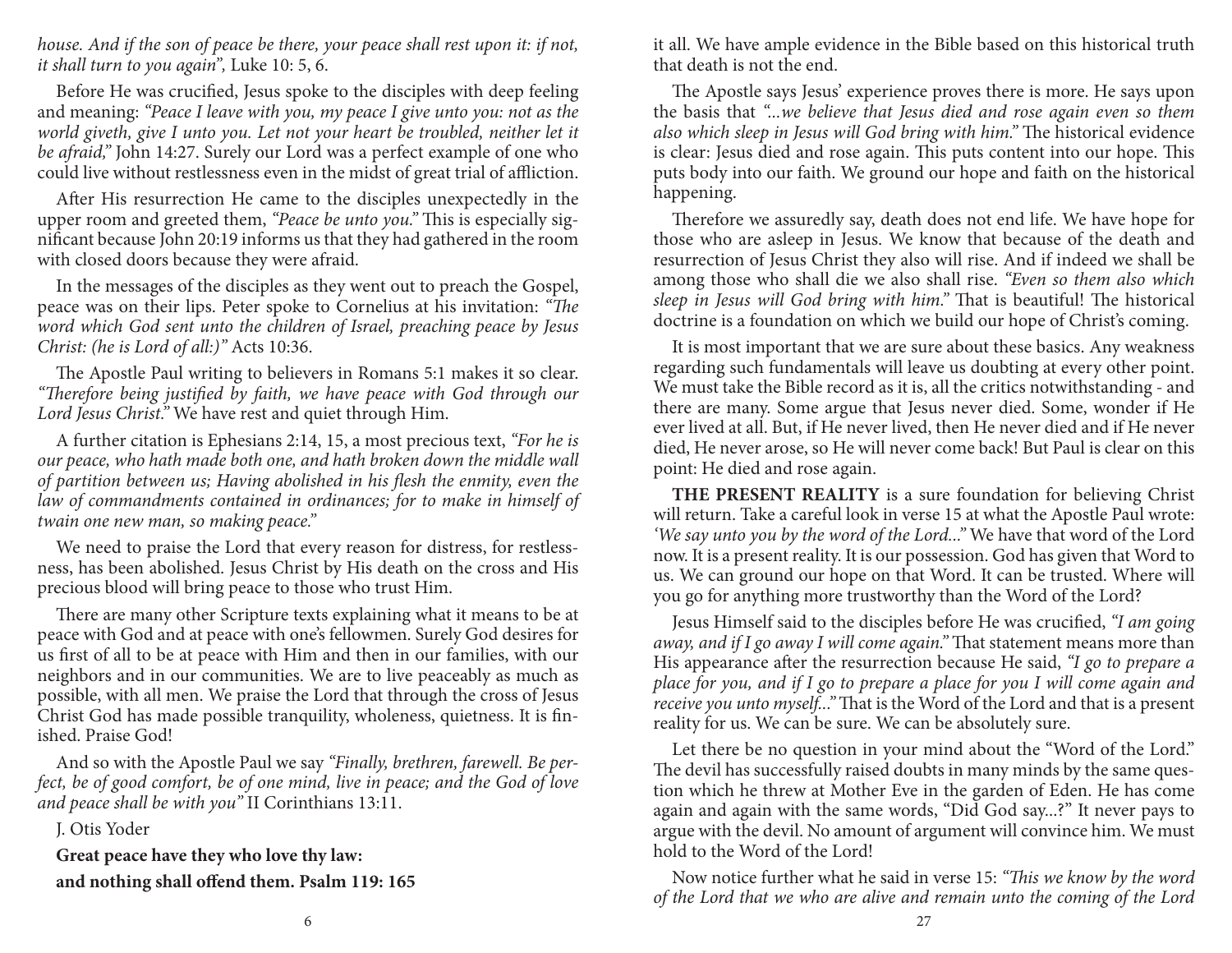*house. And if the son of peace be there, your peace shall rest upon it: if not, it shall turn to you again",* Luke 10: 5, 6.

Before He was crucified, Jesus spoke to the disciples with deep feeling and meaning: *"Peace I leave with you, my peace I give unto you: not as the world giveth, give I unto you. Let not your heart be troubled, neither let it be afraid,"* John 14:27. Surely our Lord was a perfect example of one who could live without restlessness even in the midst of great trial of affliction.

After His resurrection He came to the disciples unexpectedly in the upper room and greeted them, *"Peace be unto you."* This is especially significant because John 20:19 informs us that they had gathered in the room with closed doors because they were afraid.

In the messages of the disciples as they went out to preach the Gospel, peace was on their lips. Peter spoke to Cornelius at his invitation: *"The word which God sent unto the children of Israel, preaching peace by Jesus Christ: (he is Lord of all:)"* Acts 10:36.

The Apostle Paul writing to believers in Romans 5:1 makes it so clear. *"Therefore being justified by faith, we have peace with God through our Lord Jesus Christ."* We have rest and quiet through Him.

A further citation is Ephesians 2:14, 15, a most precious text, *"For he is our peace, who hath made both one, and hath broken down the middle wall of partition between us; Having abolished in his flesh the enmity, even the law of commandments contained in ordinances; for to make in himself of twain one new man, so making peace."*

We need to praise the Lord that every reason for distress, for restlessness, has been abolished. Jesus Christ by His death on the cross and His precious blood will bring peace to those who trust Him.

There are many other Scripture texts explaining what it means to be at peace with God and at peace with one's fellowmen. Surely God desires for us first of all to be at peace with Him and then in our families, with our neighbors and in our communities. We are to live peaceably as much as possible, with all men. We praise the Lord that through the cross of Jesus Christ God has made possible tranquility, wholeness, quietness. It is finished. Praise God!

And so with the Apostle Paul we say *"Finally, brethren, farewell. Be perfect, be of good comfort, be of one mind, live in peace; and the God of love and peace shall be with you"* II Corinthians 13:11.

J. Otis Yoder

**Great peace have they who love thy law:**

**and nothing shall offend them. Psalm 119: 165**

it all. We have ample evidence in the Bible based on this historical truth that death is not the end.

The Apostle says Jesus' experience proves there is more. He says upon the basis that *"...we believe that Jesus died and rose again even so them also which sleep in Jesus will God bring with him."* The historical evidence is clear: Jesus died and rose again. This puts content into our hope. This puts body into our faith. We ground our hope and faith on the historical happening.

Therefore we assuredly say, death does not end life. We have hope for those who are asleep in Jesus. We know that because of the death and resurrection of Jesus Christ they also will rise. And if indeed we shall be among those who shall die we also shall rise. *"Even so them also which sleep in Jesus will God bring with him."* That is beautiful! The historical doctrine is a foundation on which we build our hope of Christ's coming.

It is most important that we are sure about these basics. Any weakness regarding such fundamentals will leave us doubting at every other point. We must take the Bible record as it is, all the critics notwithstanding - and there are many. Some argue that Jesus never died. Some, wonder if He ever lived at all. But, if He never lived, then He never died and if He never died, He never arose, so He will never come back! But Paul is clear on this point: He died and rose again.

**THE PRESENT REALITY** is a sure foundation for believing Christ will return. Take a careful look in verse 15 at what the Apostle Paul wrote: *'We say unto you by the word of the Lord..."* We have that word of the Lord now. It is a present reality. It is our possession. God has given that Word to us. We can ground our hope on that Word. It can be trusted. Where will you go for anything more trustworthy than the Word of the Lord?

Jesus Himself said to the disciples before He was crucified, *"I am going away, and if I go away I will come again."* That statement means more than His appearance after the resurrection because He said, *"I go to prepare a place for you, and if I go to prepare a place for you I will come again and receive you unto myself..."* That is the Word of the Lord and that is a present reality for us. We can be sure. We can be absolutely sure.

Let there be no question in your mind about the "Word of the Lord." The devil has successfully raised doubts in many minds by the same question which he threw at Mother Eve in the garden of Eden. He has come again and again with the same words, "Did God say...?" It never pays to argue with the devil. No amount of argument will convince him. We must hold to the Word of the Lord!

Now notice further what he said in verse 15: *"This we know by the word of the Lord that we who are alive and remain unto the coming of the Lord*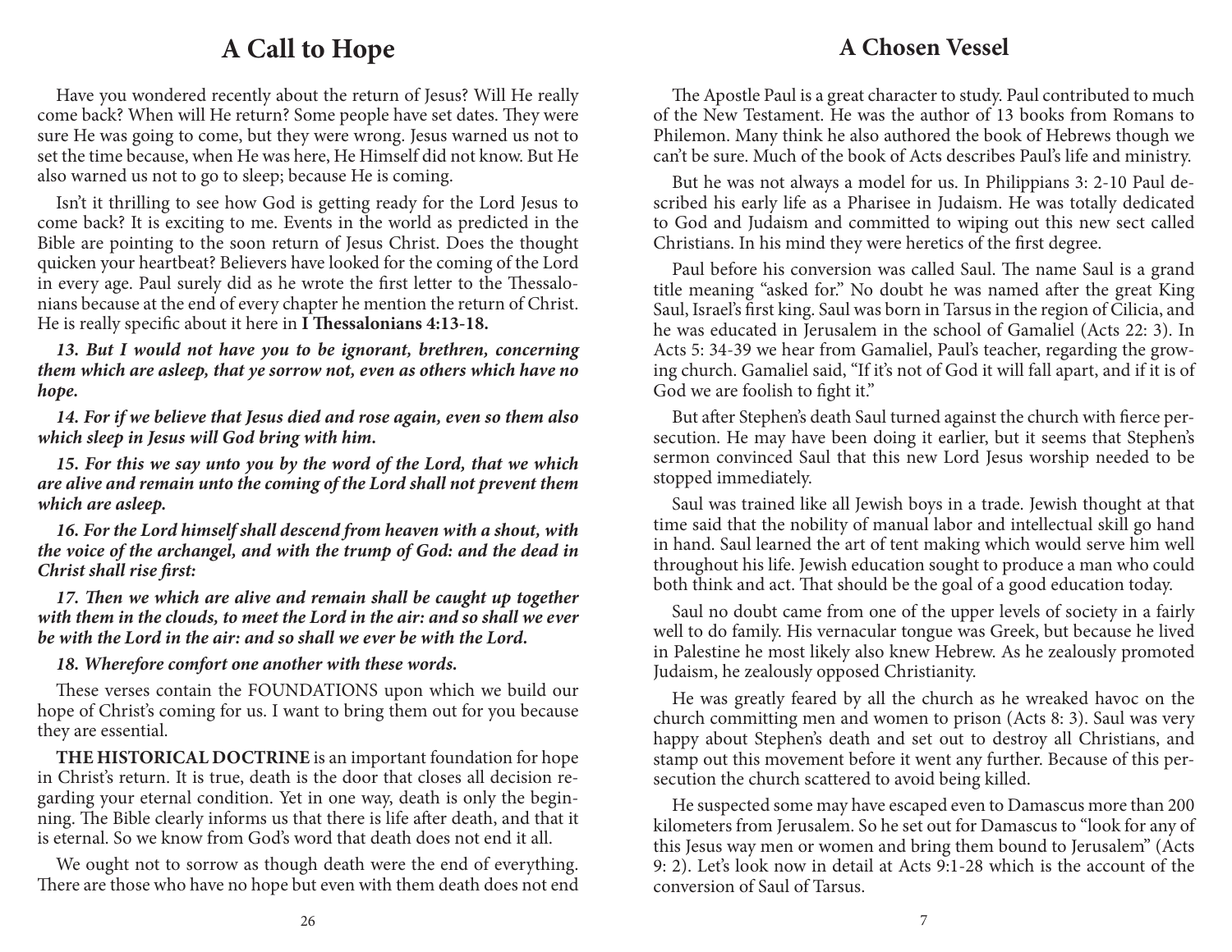# A Call to Hope

Have you wondered recently about the return of Jesus? Will He really come back? When will He return? Some people have set dates. They were sure He was going to come, but they were wrong. Jesus warned us not to set the time because, when He was here, He Himself did not know. But He also warned us not to go to sleep; because He is coming.

Isn't it thrilling to see how God is getting ready for the Lord Jesus to come back? It is exciting to me. Events in the world as predicted in the Bible are pointing to the soon return of Jesus Christ. Does the thought quicken your heartbeat? Believers have looked for the coming of the Lord in every age. Paul surely did as he wrote the first letter to the Thessalonians because at the end of every chapter he mention the return of Christ. He is really specific about it here in **I Thessalonians 4:13-18.**

***13. But I would not have you to be ignorant, brethren, concerning them which are asleep, that ye sorrow not, even as others which have no hope.***

***14. For if we believe that Jesus died and rose again, even so them also which sleep in Jesus will God bring with him.***

***15. For this we say unto you by the word of the Lord, that we which are alive and remain unto the coming of the Lord shall not prevent them which are asleep.***

***16. For the Lord himself shall descend from heaven with a shout, with the voice of the archangel, and with the trump of God: and the dead in Christ shall rise first:***

***17. Then we which are alive and remain shall be caught up together with them in the clouds, to meet the Lord in the air: and so shall we ever be with the Lord in the air: and so shall we ever be with the Lord.***

***18. Wherefore comfort one another with these words.***

These verses contain the FOUNDATIONS upon which we build our hope of Christ's coming for us. I want to bring them out for you because they are essential.

**THE HISTORICAL DOCTRINE** is an important foundation for hope in Christ's return. It is true, death is the door that closes all decision regarding your eternal condition. Yet in one way, death is only the beginning. The Bible clearly informs us that there is life after death, and that it is eternal. So we know from God's word that death does not end it all.

We ought not to sorrow as though death were the end of everything. There are those who have no hope but even with them death does not end

# A Chosen Vessel

The Apostle Paul is a great character to study. Paul contributed to much of the New Testament. He was the author of 13 books from Romans to Philemon. Many think he also authored the book of Hebrews though we can't be sure. Much of the book of Acts describes Paul's life and ministry.

But he was not always a model for us. In Philippians 3: 2-10 Paul described his early life as a Pharisee in Judaism. He was totally dedicated to God and Judaism and committed to wiping out this new sect called Christians. In his mind they were heretics of the first degree.

Paul before his conversion was called Saul. The name Saul is a grand title meaning "asked for." No doubt he was named after the great King Saul, Israel's first king. Saul was born in Tarsus in the region of Cilicia, and he was educated in Jerusalem in the school of Gamaliel (Acts 22: 3). In Acts 5: 34-39 we hear from Gamaliel, Paul's teacher, regarding the growing church. Gamaliel said, "If it's not of God it will fall apart, and if it is of God we are foolish to fight it."

But after Stephen's death Saul turned against the church with fierce persecution. He may have been doing it earlier, but it seems that Stephen's sermon convinced Saul that this new Lord Jesus worship needed to be stopped immediately.

Saul was trained like all Jewish boys in a trade. Jewish thought at that time said that the nobility of manual labor and intellectual skill go hand in hand. Saul learned the art of tent making which would serve him well throughout his life. Jewish education sought to produce a man who could both think and act. That should be the goal of a good education today.

Saul no doubt came from one of the upper levels of society in a fairly well to do family. His vernacular tongue was Greek, but because he lived in Palestine he most likely also knew Hebrew. As he zealously promoted Judaism, he zealously opposed Christianity.

He was greatly feared by all the church as he wreaked havoc on the church committing men and women to prison (Acts 8: 3). Saul was very happy about Stephen's death and set out to destroy all Christians, and stamp out this movement before it went any further. Because of this persecution the church scattered to avoid being killed.

He suspected some may have escaped even to Damascus more than 200 kilometers from Jerusalem. So he set out for Damascus to "look for any of this Jesus way men or women and bring them bound to Jerusalem" (Acts 9: 2). Let's look now in detail at Acts 9:1-28 which is the account of the conversion of Saul of Tarsus.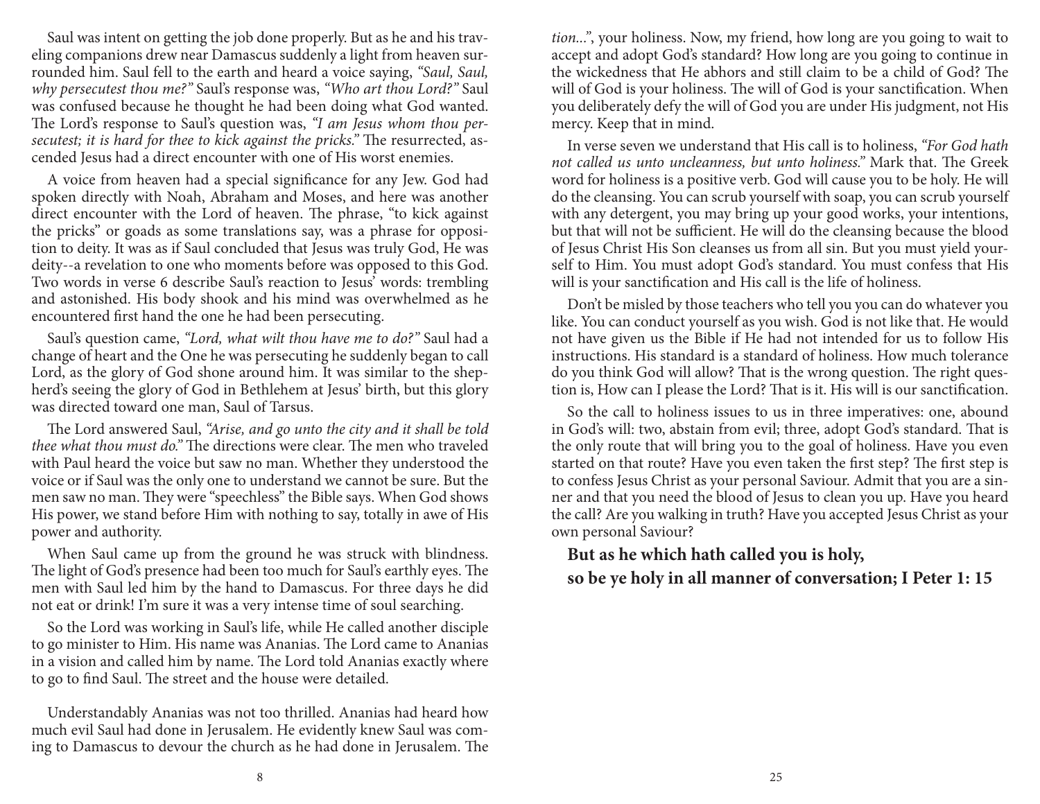Saul was intent on getting the job done properly. But as he and his traveling companions drew near Damascus suddenly a light from heaven surrounded him. Saul fell to the earth and heard a voice saying, *"Saul, Saul, why persecutest thou me?"* Saul's response was, *"Who art thou Lord?"* Saul was confused because he thought he had been doing what God wanted. The Lord's response to Saul's question was, *"I am Jesus whom thou persecutest; it is hard for thee to kick against the pricks."* The resurrected, ascended Jesus had a direct encounter with one of His worst enemies.

A voice from heaven had a special significance for any Jew. God had spoken directly with Noah, Abraham and Moses, and here was another direct encounter with the Lord of heaven. The phrase, "to kick against the pricks" or goads as some translations say, was a phrase for opposition to deity. It was as if Saul concluded that Jesus was truly God, He was deity--a revelation to one who moments before was opposed to this God. Two words in verse 6 describe Saul's reaction to Jesus' words: trembling and astonished. His body shook and his mind was overwhelmed as he encountered first hand the one he had been persecuting.

Saul's question came, *"Lord, what wilt thou have me to do?"* Saul had a change of heart and the One he was persecuting he suddenly began to call Lord, as the glory of God shone around him. It was similar to the shepherd's seeing the glory of God in Bethlehem at Jesus' birth, but this glory was directed toward one man, Saul of Tarsus.

The Lord answered Saul, *"Arise, and go unto the city and it shall be told thee what thou must do."* The directions were clear. The men who traveled with Paul heard the voice but saw no man. Whether they understood the voice or if Saul was the only one to understand we cannot be sure. But the men saw no man. They were "speechless" the Bible says. When God shows His power, we stand before Him with nothing to say, totally in awe of His power and authority.

When Saul came up from the ground he was struck with blindness. The light of God's presence had been too much for Saul's earthly eyes. The men with Saul led him by the hand to Damascus. For three days he did not eat or drink! I'm sure it was a very intense time of soul searching.

So the Lord was working in Saul's life, while He called another disciple to go minister to Him. His name was Ananias. The Lord came to Ananias in a vision and called him by name. The Lord told Ananias exactly where to go to find Saul. The street and the house were detailed.

Understandably Ananias was not too thrilled. Ananias had heard how much evil Saul had done in Jerusalem. He evidently knew Saul was coming to Damascus to devour the church as he had done in Jerusalem. The

*tion..."*, your holiness. Now, my friend, how long are you going to wait to accept and adopt God's standard? How long are you going to continue in the wickedness that He abhors and still claim to be a child of God? The will of God is your holiness. The will of God is your sanctification. When you deliberately defy the will of God you are under His judgment, not His mercy. Keep that in mind.

In verse seven we understand that His call is to holiness, *"For God hath not called us unto uncleanness, but unto holiness."* Mark that. The Greek word for holiness is a positive verb. God will cause you to be holy. He will do the cleansing. You can scrub yourself with soap, you can scrub yourself with any detergent, you may bring up your good works, your intentions, but that will not be sufficient. He will do the cleansing because the blood of Jesus Christ His Son cleanses us from all sin. But you must yield yourself to Him. You must adopt God's standard. You must confess that His will is your sanctification and His call is the life of holiness.

Don't be misled by those teachers who tell you you can do whatever you like. You can conduct yourself as you wish. God is not like that. He would not have given us the Bible if He had not intended for us to follow His instructions. His standard is a standard of holiness. How much tolerance do you think God will allow? That is the wrong question. The right question is, How can I please the Lord? That is it. His will is our sanctification.

So the call to holiness issues to us in three imperatives: one, abound in God's will: two, abstain from evil; three, adopt God's standard. That is the only route that will bring you to the goal of holiness. Have you even started on that route? Have you even taken the first step? The first step is to confess Jesus Christ as your personal Saviour. Admit that you are a sinner and that you need the blood of Jesus to clean you up. Have you heard the call? Are you walking in truth? Have you accepted Jesus Christ as your own personal Saviour?

**But as he which hath called you is holy,**
**so be ye holy in all manner of conversation; I Peter 1: 15**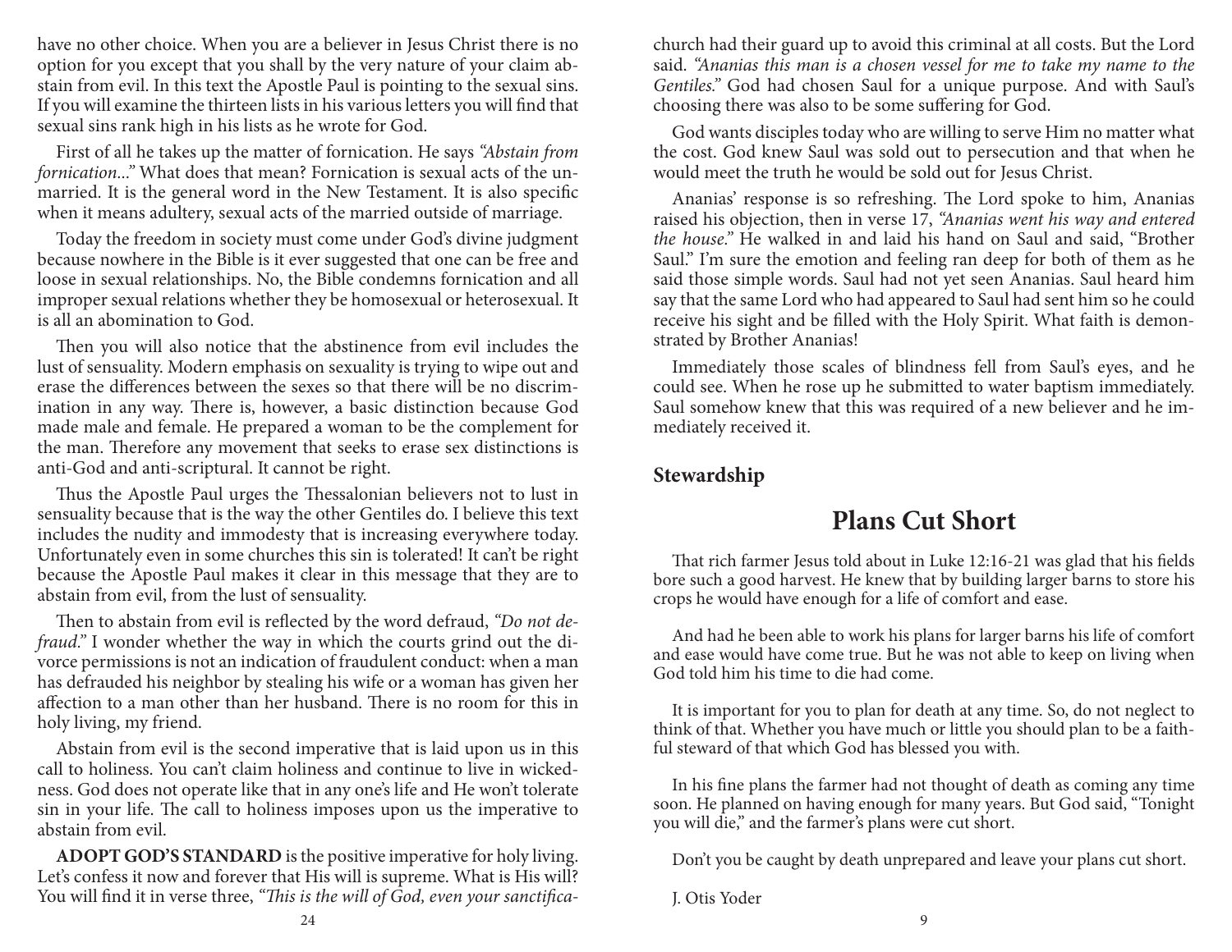have no other choice. When you are a believer in Jesus Christ there is no option for you except that you shall by the very nature of your claim abstain from evil. In this text the Apostle Paul is pointing to the sexual sins. If you will examine the thirteen lists in his various letters you will find that sexual sins rank high in his lists as he wrote for God.

First of all he takes up the matter of fornication. He says *"Abstain from fornication..."* What does that mean? Fornication is sexual acts of the unmarried. It is the general word in the New Testament. It is also specific when it means adultery, sexual acts of the married outside of marriage.

Today the freedom in society must come under God's divine judgment because nowhere in the Bible is it ever suggested that one can be free and loose in sexual relationships. No, the Bible condemns fornication and all improper sexual relations whether they be homosexual or heterosexual. It is all an abomination to God.

Then you will also notice that the abstinence from evil includes the lust of sensuality. Modern emphasis on sexuality is trying to wipe out and erase the differences between the sexes so that there will be no discrimination in any way. There is, however, a basic distinction because God made male and female. He prepared a woman to be the complement for the man. Therefore any movement that seeks to erase sex distinctions is anti-God and anti-scriptural. It cannot be right.

Thus the Apostle Paul urges the Thessalonian believers not to lust in sensuality because that is the way the other Gentiles do. I believe this text includes the nudity and immodesty that is increasing everywhere today. Unfortunately even in some churches this sin is tolerated! It can't be right because the Apostle Paul makes it clear in this message that they are to abstain from evil, from the lust of sensuality.

Then to abstain from evil is reflected by the word defraud, *"Do not defraud."* I wonder whether the way in which the courts grind out the divorce permissions is not an indication of fraudulent conduct: when a man has defrauded his neighbor by stealing his wife or a woman has given her affection to a man other than her husband. There is no room for this in holy living, my friend.

Abstain from evil is the second imperative that is laid upon us in this call to holiness. You can't claim holiness and continue to live in wickedness. God does not operate like that in any one's life and He won't tolerate sin in your life. The call to holiness imposes upon us the imperative to abstain from evil.

**ADOPT GOD'S STANDARD** is the positive imperative for holy living. Let's confess it now and forever that His will is supreme. What is His will? You will find it in verse three, *"This is the will of God, even your sanctifica-*

church had their guard up to avoid this criminal at all costs. But the Lord said. *"Ananias this man is a chosen vessel for me to take my name to the Gentiles."* God had chosen Saul for a unique purpose. And with Saul's choosing there was also to be some suffering for God.

God wants disciples today who are willing to serve Him no matter what the cost. God knew Saul was sold out to persecution and that when he would meet the truth he would be sold out for Jesus Christ.

Ananias' response is so refreshing. The Lord spoke to him, Ananias raised his objection, then in verse 17, *"Ananias went his way and entered the house."* He walked in and laid his hand on Saul and said, "Brother Saul." I'm sure the emotion and feeling ran deep for both of them as he said those simple words. Saul had not yet seen Ananias. Saul heard him say that the same Lord who had appeared to Saul had sent him so he could receive his sight and be filled with the Holy Spirit. What faith is demonstrated by Brother Ananias!

Immediately those scales of blindness fell from Saul's eyes, and he could see. When he rose up he submitted to water baptism immediately. Saul somehow knew that this was required of a new believer and he immediately received it.

**Stewardship**

## Plans Cut Short

That rich farmer Jesus told about in Luke 12:16-21 was glad that his fields bore such a good harvest. He knew that by building larger barns to store his crops he would have enough for a life of comfort and ease.

And had he been able to work his plans for larger barns his life of comfort and ease would have come true. But he was not able to keep on living when God told him his time to die had come.

It is important for you to plan for death at any time. So, do not neglect to think of that. Whether you have much or little you should plan to be a faithful steward of that which God has blessed you with.

In his fine plans the farmer had not thought of death as coming any time soon. He planned on having enough for many years. But God said, "Tonight you will die," and the farmer's plans were cut short.

Don't you be caught by death unprepared and leave your plans cut short.

J. Otis Yoder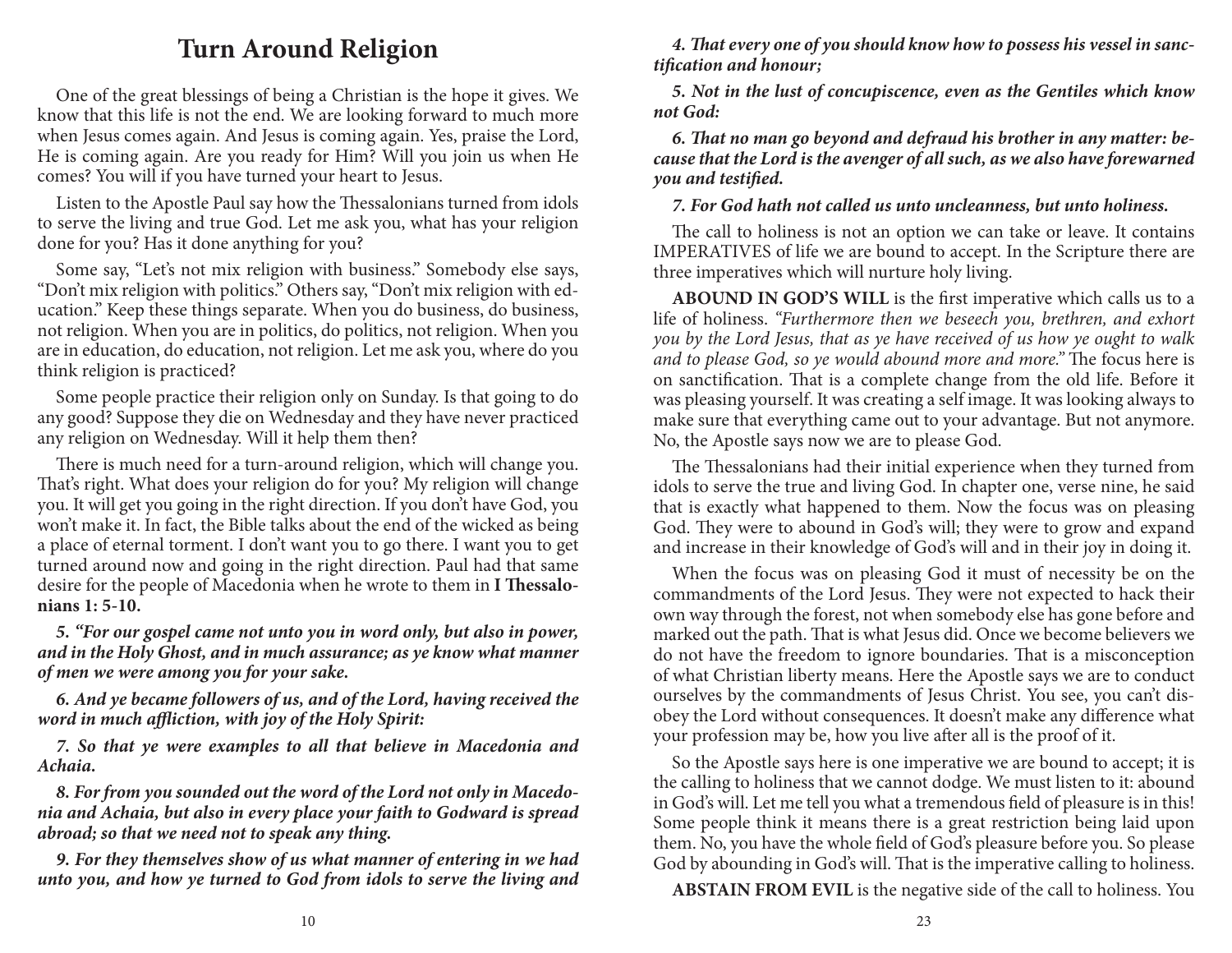# Turn Around Religion

One of the great blessings of being a Christian is the hope it gives. We know that this life is not the end. We are looking forward to much more when Jesus comes again. And Jesus is coming again. Yes, praise the Lord, He is coming again. Are you ready for Him? Will you join us when He comes? You will if you have turned your heart to Jesus.

Listen to the Apostle Paul say how the Thessalonians turned from idols to serve the living and true God. Let me ask you, what has your religion done for you? Has it done anything for you?

Some say, "Let's not mix religion with business." Somebody else says, "Don't mix religion with politics." Others say, "Don't mix religion with education." Keep these things separate. When you do business, do business, not religion. When you are in politics, do politics, not religion. When you are in education, do education, not religion. Let me ask you, where do you think religion is practiced?

Some people practice their religion only on Sunday. Is that going to do any good? Suppose they die on Wednesday and they have never practiced any religion on Wednesday. Will it help them then?

There is much need for a turn-around religion, which will change you. That's right. What does your religion do for you? My religion will change you. It will get you going in the right direction. If you don't have God, you won't make it. In fact, the Bible talks about the end of the wicked as being a place of eternal torment. I don't want you to go there. I want you to get turned around now and going in the right direction. Paul had that same desire for the people of Macedonia when he wrote to them in **I Thessalonians 1: 5-10.**

***5. "For our gospel came not unto you in word only, but also in power, and in the Holy Ghost, and in much assurance; as ye know what manner of men we were among you for your sake.***

***6. And ye became followers of us, and of the Lord, having received the word in much affliction, with joy of the Holy Spirit:***

***7. So that ye were examples to all that believe in Macedonia and Achaia.***

***8. For from you sounded out the word of the Lord not only in Macedonia and Achaia, but also in every place your faith to Godward is spread abroad; so that we need not to speak any thing.***

***9. For they themselves show of us what manner of entering in we had unto you, and how ye turned to God from idols to serve the living and***

***4. That every one of you should know how to possess his vessel in sanctification and honour;***

***5. Not in the lust of concupiscence, even as the Gentiles which know not God:***

***6. That no man go beyond and defraud his brother in any matter: because that the Lord is the avenger of all such, as we also have forewarned you and testified.***

***7. For God hath not called us unto uncleanness, but unto holiness.***

The call to holiness is not an option we can take or leave. It contains IMPERATIVES of life we are bound to accept. In the Scripture there are three imperatives which will nurture holy living.

**ABOUND IN GOD'S WILL** is the first imperative which calls us to a life of holiness. *"Furthermore then we beseech you, brethren, and exhort you by the Lord Jesus, that as ye have received of us how ye ought to walk and to please God, so ye would abound more and more."* The focus here is on sanctification. That is a complete change from the old life. Before it was pleasing yourself. It was creating a self image. It was looking always to make sure that everything came out to your advantage. But not anymore. No, the Apostle says now we are to please God.

The Thessalonians had their initial experience when they turned from idols to serve the true and living God. In chapter one, verse nine, he said that is exactly what happened to them. Now the focus was on pleasing God. They were to abound in God's will; they were to grow and expand and increase in their knowledge of God's will and in their joy in doing it.

When the focus was on pleasing God it must of necessity be on the commandments of the Lord Jesus. They were not expected to hack their own way through the forest, not when somebody else has gone before and marked out the path. That is what Jesus did. Once we become believers we do not have the freedom to ignore boundaries. That is a misconception of what Christian liberty means. Here the Apostle says we are to conduct ourselves by the commandments of Jesus Christ. You see, you can't disobey the Lord without consequences. It doesn't make any difference what your profession may be, how you live after all is the proof of it.

So the Apostle says here is one imperative we are bound to accept; it is the calling to holiness that we cannot dodge. We must listen to it: abound in God's will. Let me tell you what a tremendous field of pleasure is in this! Some people think it means there is a great restriction being laid upon them. No, you have the whole field of God's pleasure before you. So please God by abounding in God's will. That is the imperative calling to holiness.

**ABSTAIN FROM EVIL** is the negative side of the call to holiness. You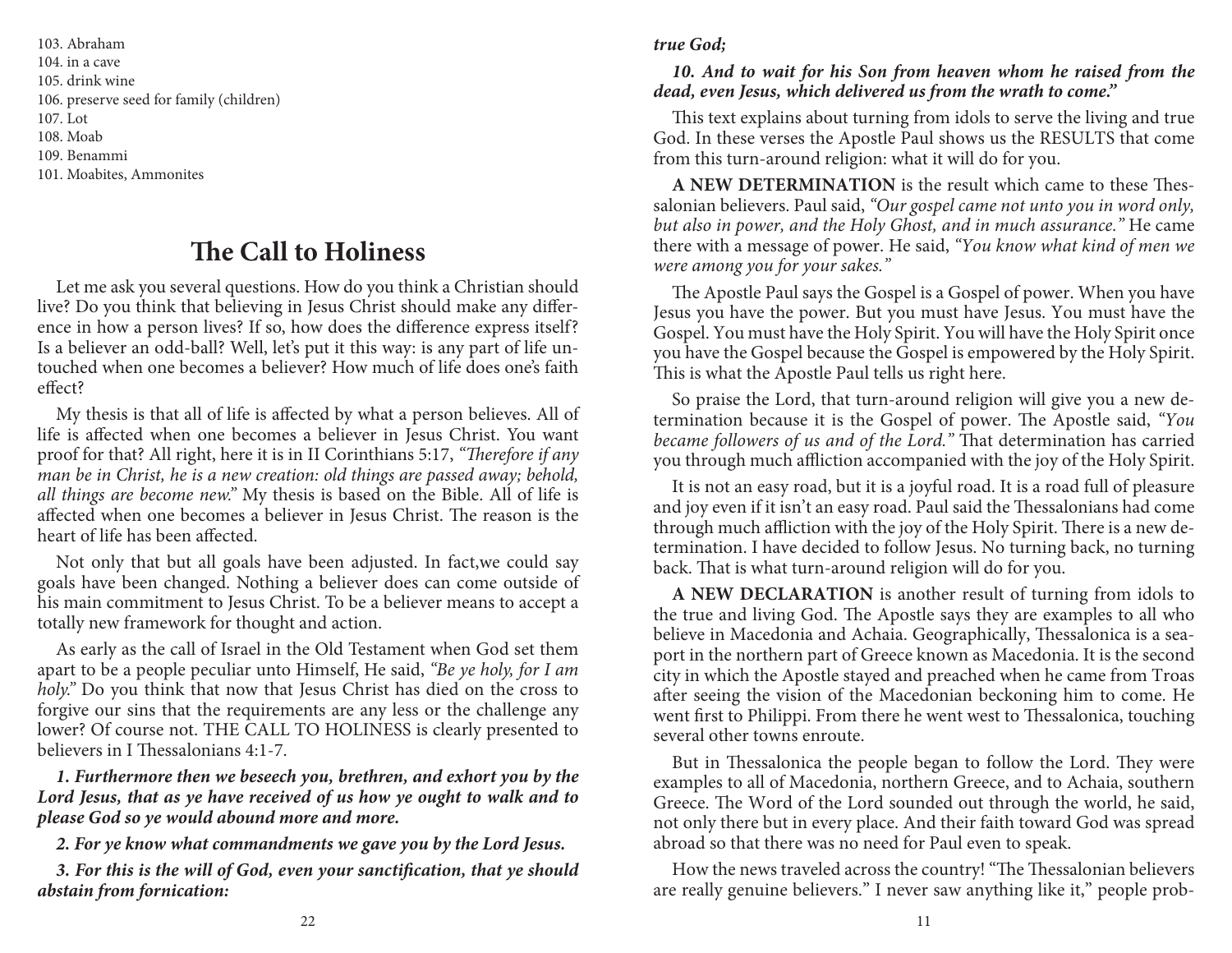103. Abraham
104. in a cave
105. drink wine
106. preserve seed for family (children)
107. Lot
108. Moab
109. Benammi
101. Moabites, Ammonites

# The Call to Holiness

Let me ask you several questions. How do you think a Christian should live? Do you think that believing in Jesus Christ should make any difference in how a person lives? If so, how does the difference express itself? Is a believer an odd-ball? Well, let's put it this way: is any part of life untouched when one becomes a believer? How much of life does one's faith effect?

My thesis is that all of life is affected by what a person believes. All of life is affected when one becomes a believer in Jesus Christ. You want proof for that? All right, here it is in II Corinthians 5:17, *"Therefore if any man be in Christ, he is a new creation: old things are passed away; behold, all things are become new."* My thesis is based on the Bible. All of life is affected when one becomes a believer in Jesus Christ. The reason is the heart of life has been affected.

Not only that but all goals have been adjusted. In fact,we could say goals have been changed. Nothing a believer does can come outside of his main commitment to Jesus Christ. To be a believer means to accept a totally new framework for thought and action.

As early as the call of Israel in the Old Testament when God set them apart to be a people peculiar unto Himself, He said, *"Be ye holy, for I am holy."* Do you think that now that Jesus Christ has died on the cross to forgive our sins that the requirements are any less or the challenge any lower? Of course not. THE CALL TO HOLINESS is clearly presented to believers in I Thessalonians 4:1-7.

***1. Furthermore then we beseech you, brethren, and exhort you by the Lord Jesus, that as ye have received of us how ye ought to walk and to please God so ye would abound more and more.***

***2. For ye know what commandments we gave you by the Lord Jesus.***

***3. For this is the will of God, even your sanctification, that ye should abstain from fornication:***

***true God;***

***10. And to wait for his Son from heaven whom he raised from the dead, even Jesus, which delivered us from the wrath to come."***

This text explains about turning from idols to serve the living and true God. In these verses the Apostle Paul shows us the RESULTS that come from this turn-around religion: what it will do for you.

**A NEW DETERMINATION** is the result which came to these Thessalonian believers. Paul said, *"Our gospel came not unto you in word only, but also in power, and the Holy Ghost, and in much assurance."* He came there with a message of power. He said, *"You know what kind of men we were among you for your sakes."*

The Apostle Paul says the Gospel is a Gospel of power. When you have Jesus you have the power. But you must have Jesus. You must have the Gospel. You must have the Holy Spirit. You will have the Holy Spirit once you have the Gospel because the Gospel is empowered by the Holy Spirit. This is what the Apostle Paul tells us right here.

So praise the Lord, that turn-around religion will give you a new determination because it is the Gospel of power. The Apostle said, *"You became followers of us and of the Lord."* That determination has carried you through much affliction accompanied with the joy of the Holy Spirit.

It is not an easy road, but it is a joyful road. It is a road full of pleasure and joy even if it isn't an easy road. Paul said the Thessalonians had come through much affliction with the joy of the Holy Spirit. There is a new determination. I have decided to follow Jesus. No turning back, no turning back. That is what turn-around religion will do for you.

**A NEW DECLARATION** is another result of turning from idols to the true and living God. The Apostle says they are examples to all who believe in Macedonia and Achaia. Geographically, Thessalonica is a seaport in the northern part of Greece known as Macedonia. It is the second city in which the Apostle stayed and preached when he came from Troas after seeing the vision of the Macedonian beckoning him to come. He went first to Philippi. From there he went west to Thessalonica, touching several other towns enroute.

But in Thessalonica the people began to follow the Lord. They were examples to all of Macedonia, northern Greece, and to Achaia, southern Greece. The Word of the Lord sounded out through the world, he said, not only there but in every place. And their faith toward God was spread abroad so that there was no need for Paul even to speak.

How the news traveled across the country! "The Thessalonian believers are really genuine believers." I never saw anything like it," people prob-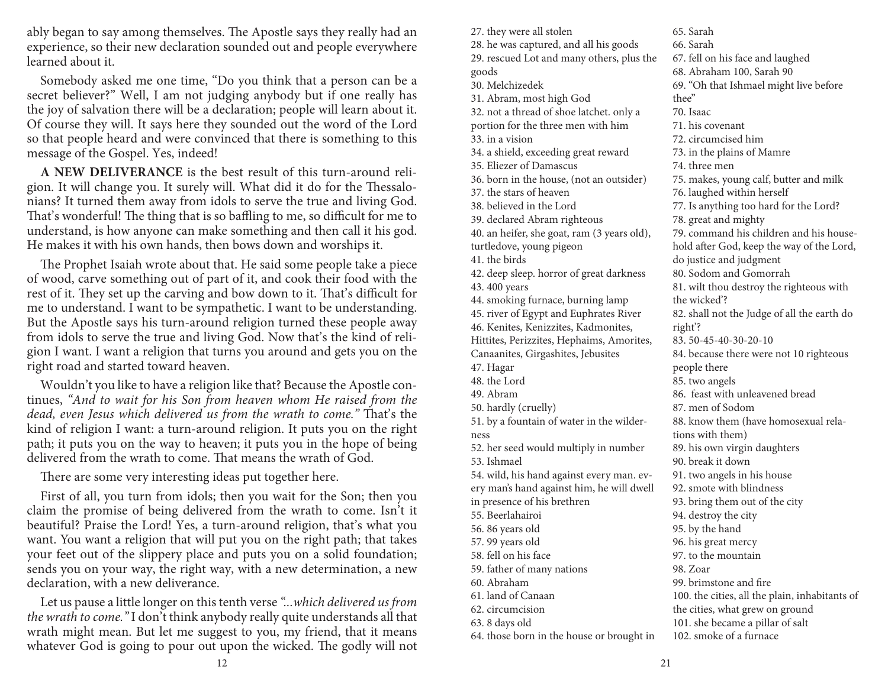ably began to say among themselves. The Apostle says they really had an experience, so their new declaration sounded out and people everywhere learned about it.

Somebody asked me one time, "Do you think that a person can be a secret believer?" Well, I am not judging anybody but if one really has the joy of salvation there will be a declaration; people will learn about it. Of course they will. It says here they sounded out the word of the Lord so that people heard and were convinced that there is something to this message of the Gospel. Yes, indeed!

**A NEW DELIVERANCE** is the best result of this turn-around religion. It will change you. It surely will. What did it do for the Thessalonians? It turned them away from idols to serve the true and living God. That's wonderful! The thing that is so baffling to me, so difficult for me to understand, is how anyone can make something and then call it his god. He makes it with his own hands, then bows down and worships it.

The Prophet Isaiah wrote about that. He said some people take a piece of wood, carve something out of part of it, and cook their food with the rest of it. They set up the carving and bow down to it. That's difficult for me to understand. I want to be sympathetic. I want to be understanding. But the Apostle says his turn-around religion turned these people away from idols to serve the true and living God. Now that's the kind of religion I want. I want a religion that turns you around and gets you on the right road and started toward heaven.

Wouldn't you like to have a religion like that? Because the Apostle continues, *"And to wait for his Son from heaven whom He raised from the dead, even Jesus which delivered us from the wrath to come."* That's the kind of religion I want: a turn-around religion. It puts you on the right path; it puts you on the way to heaven; it puts you in the hope of being delivered from the wrath to come. That means the wrath of God.

There are some very interesting ideas put together here.

First of all, you turn from idols; then you wait for the Son; then you claim the promise of being delivered from the wrath to come. Isn't it beautiful? Praise the Lord! Yes, a turn-around religion, that's what you want. You want a religion that will put you on the right path; that takes your feet out of the slippery place and puts you on a solid foundation; sends you on your way, the right way, with a new determination, a new declaration, with a new deliverance.

Let us pause a little longer on this tenth verse *"...which delivered us from the wrath to come."* I don't think anybody really quite understands all that wrath might mean. But let me suggest to you, my friend, that it means whatever God is going to pour out upon the wicked. The godly will not

27. they were all stolen
28. he was captured, and all his goods
29. rescued Lot and many others, plus the goods
30. Melchizedek
31. Abram, most high God
32. not a thread of shoe latchet. only a portion for the three men with him
33. in a vision
34. a shield, exceeding great reward
35. Eliezer of Damascus
36. born in the house, (not an outsider)
37. the stars of heaven
38. believed in the Lord
39. declared Abram righteous
40. an heifer, she goat, ram (3 years old), turtledove, young pigeon
41. the birds
42. deep sleep. horror of great darkness
43. 400 years
44. smoking furnace, burning lamp
45. river of Egypt and Euphrates River
46. Kenites, Kenizzites, Kadmonites, Hittites, Perizzites, Hephaims, Amorites, Canaanites, Girgashites, Jebusites
47. Hagar
48. the Lord
49. Abram
50. hardly (cruelly)
51. by a fountain of water in the wilderness
52. her seed would multiply in number
53. Ishmael
54. wild, his hand against every man. every man's hand against him, he will dwell in presence of his brethren
55. Beerlahairoi
56. 86 years old
57. 99 years old
58. fell on his face
59. father of many nations
60. Abraham
61. land of Canaan
62. circumcision
63. 8 days old
64. those born in the house or brought in
65. Sarah
66. Sarah
67. fell on his face and laughed
68. Abraham 100, Sarah 90
69. "Oh that Ishmael might live before thee"
70. Isaac
71. his covenant
72. circumcised him
73. in the plains of Mamre
74. three men
75. makes, young calf, butter and milk
76. laughed within herself
77. Is anything too hard for the Lord?
78. great and mighty
79. command his children and his household after God, keep the way of the Lord, do justice and judgment
80. Sodom and Gomorrah
81. wilt thou destroy the righteous with the wicked'?
82. shall not the Judge of all the earth do right'?
83. 50-45-40-30-20-10
84. because there were not 10 righteous people there
85. two angels
86. feast with unleavened bread
87. men of Sodom
88. know them (have homosexual relations with them)
89. his own virgin daughters
90. break it down
91. two angels in his house
92. smote with blindness
93. bring them out of the city
94. destroy the city
95. by the hand
96. his great mercy
97. to the mountain
98. Zoar
99. brimstone and fire
100. the cities, all the plain, inhabitants of the cities, what grew on ground
101. she became a pillar of salt
102. smoke of a furnace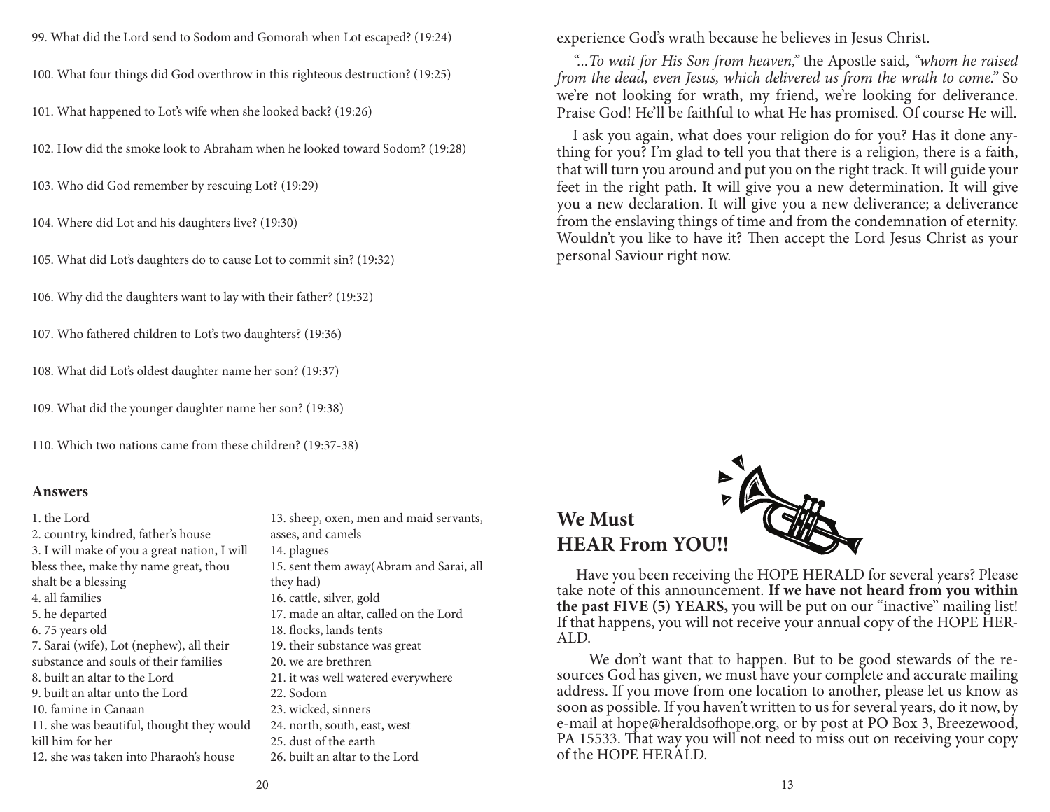99. What did the Lord send to Sodom and Gomorah when Lot escaped? (19:24)

100. What four things did God overthrow in this righteous destruction? (19:25)

101. What happened to Lot's wife when she looked back? (19:26)

102. How did the smoke look to Abraham when he looked toward Sodom? (19:28)

103. Who did God remember by rescuing Lot? (19:29)

104. Where did Lot and his daughters live? (19:30)

105. What did Lot's daughters do to cause Lot to commit sin? (19:32)

106. Why did the daughters want to lay with their father? (19:32)

107. Who fathered children to Lot's two daughters? (19:36)

108. What did Lot's oldest daughter name her son? (19:37)

109. What did the younger daughter name her son? (19:38)

110. Which two nations came from these children? (19:37-38)

## Answers

1. the Lord
2. country, kindred, father's house
3. I will make of you a great nation, I will bless thee, make thy name great, thou shalt be a blessing
4. all families
5. he departed
6. 75 years old
7. Sarai (wife), Lot (nephew), all their substance and souls of their families
8. built an altar to the Lord
9. built an altar unto the Lord
10. famine in Canaan
11. she was beautiful, thought they would kill him for her
12. she was taken into Pharaoh's house
13. sheep, oxen, men and maid servants, asses, and camels
14. plagues
15. sent them away(Abram and Sarai, all they had)
16. cattle, silver, gold
17. made an altar, called on the Lord
18. flocks, lands tents
19. their substance was great
20. we are brethren
21. it was well watered everywhere
22. Sodom
23. wicked, sinners
24. north, south, east, west
25. dust of the earth
26. built an altar to the Lord

experience God's wrath because he believes in Jesus Christ.

*"...To wait for His Son from heaven,"* the Apostle said, *"whom he raised from the dead, even Jesus, which delivered us from the wrath to come."* So we're not looking for wrath, my friend, we're looking for deliverance. Praise God! He'll be faithful to what He has promised. Of course He will.

I ask you again, what does your religion do for you? Has it done anything for you? I'm glad to tell you that there is a religion, there is a faith, that will turn you around and put you on the right track. It will guide your feet in the right path. It will give you a new determination. It will give you a new declaration. It will give you a new deliverance; a deliverance from the enslaving things of time and from the condemnation of eternity. Wouldn't you like to have it? Then accept the Lord Jesus Christ as your personal Saviour right now.

## We Must HEAR From YOU!!

Have you been receiving the HOPE HERALD for several years? Please take note of this announcement. **If we have not heard from you within the past FIVE (5) YEARS,** you will be put on our "inactive" mailing list! If that happens, you will not receive your annual copy of the HOPE HERALD.

We don't want that to happen. But to be good stewards of the resources God has given, we must have your complete and accurate mailing address. If you move from one location to another, please let us know as soon as possible. If you haven't written to us for several years, do it now, by e-mail at hope@heraldsofhope.org, or by post at PO Box 3, Breezewood, PA 15533. That way you will not need to miss out on receiving your copy of the HOPE HERALD.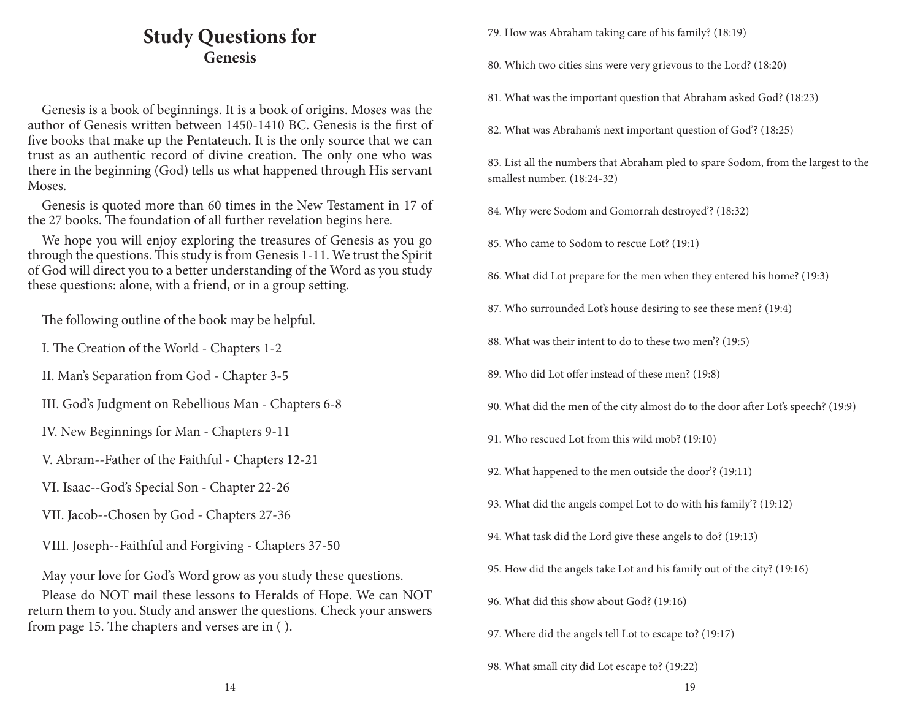# Study Questions for
## Genesis

Genesis is a book of beginnings. It is a book of origins. Moses was the author of Genesis written between 1450-1410 BC. Genesis is the first of five books that make up the Pentateuch. It is the only source that we can trust as an authentic record of divine creation. The only one who was there in the beginning (God) tells us what happened through His servant Moses.

Genesis is quoted more than 60 times in the New Testament in 17 of the 27 books. The foundation of all further revelation begins here.

We hope you will enjoy exploring the treasures of Genesis as you go through the questions. This study is from Genesis 1-11. We trust the Spirit of God will direct you to a better understanding of the Word as you study these questions: alone, with a friend, or in a group setting.

The following outline of the book may be helpful.

I. The Creation of the World - Chapters 1-2

II. Man's Separation from God - Chapter 3-5

III. God's Judgment on Rebellious Man - Chapters 6-8

IV. New Beginnings for Man - Chapters 9-11

V. Abram--Father of the Faithful - Chapters 12-21

VI. Isaac--God's Special Son - Chapter 22-26

VII. Jacob--Chosen by God - Chapters 27-36

VIII. Joseph--Faithful and Forgiving - Chapters 37-50

May your love for God's Word grow as you study these questions.

Please do NOT mail these lessons to Heralds of Hope. We can NOT return them to you. Study and answer the questions. Check your answers from page 15. The chapters and verses are in ( ).

79. How was Abraham taking care of his family? (18:19)

80. Which two cities sins were very grievous to the Lord? (18:20)

81. What was the important question that Abraham asked God? (18:23)

82. What was Abraham's next important question of God'? (18:25)

83. List all the numbers that Abraham pled to spare Sodom, from the largest to the smallest number. (18:24-32)

84. Why were Sodom and Gomorrah destroyed'? (18:32)

85. Who came to Sodom to rescue Lot? (19:1)

86. What did Lot prepare for the men when they entered his home? (19:3)

87. Who surrounded Lot's house desiring to see these men? (19:4)

88. What was their intent to do to these two men'? (19:5)

89. Who did Lot offer instead of these men? (19:8)

90. What did the men of the city almost do to the door after Lot's speech? (19:9)

91. Who rescued Lot from this wild mob? (19:10)

92. What happened to the men outside the door'? (19:11)

93. What did the angels compel Lot to do with his family'? (19:12)

94. What task did the Lord give these angels to do? (19:13)

95. How did the angels take Lot and his family out of the city? (19:16)

96. What did this show about God? (19:16)

97. Where did the angels tell Lot to escape to? (19:17)

98. What small city did Lot escape to? (19:22)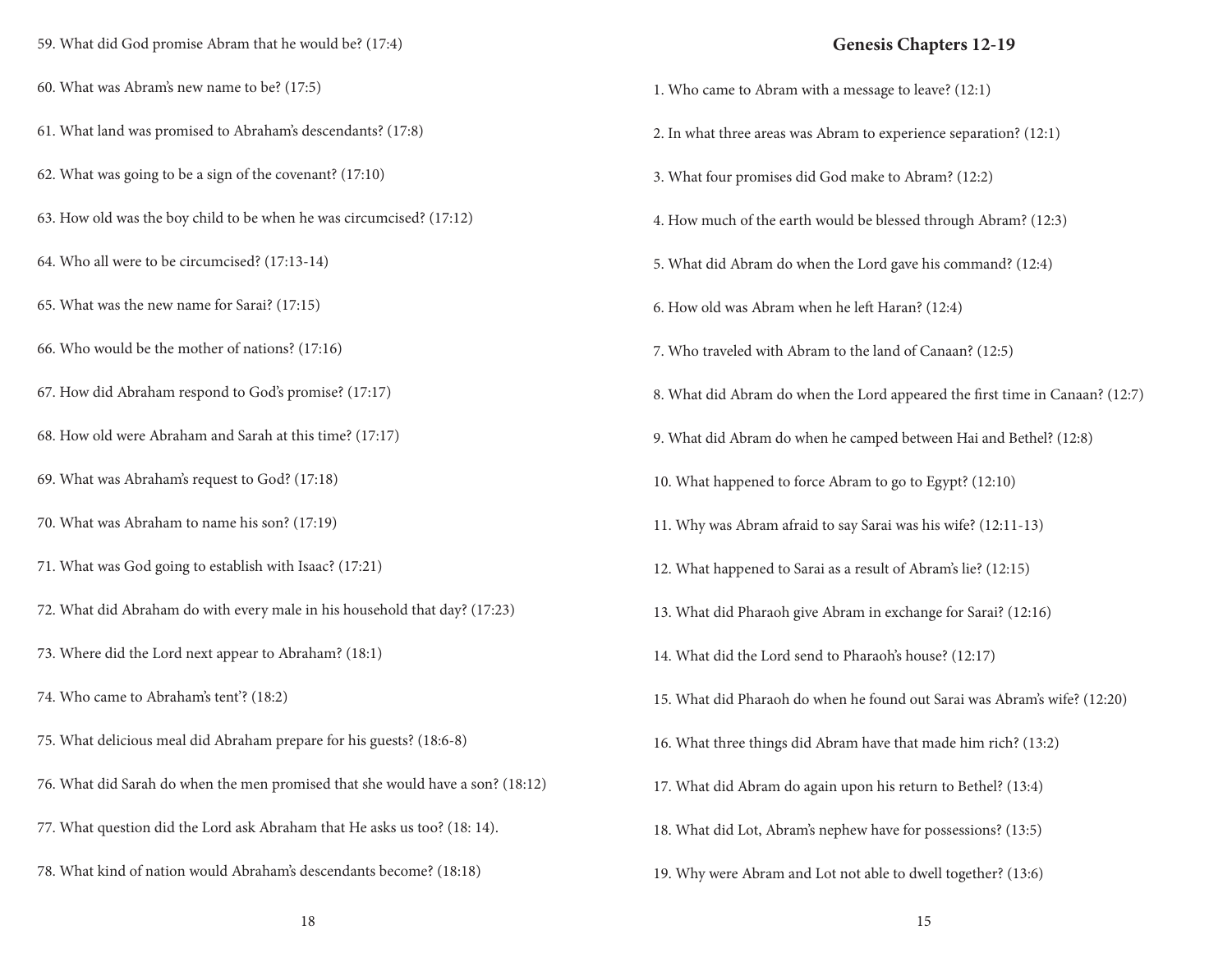59. What did God promise Abram that he would be? (17:4)

60. What was Abram's new name to be? (17:5)

61. What land was promised to Abraham's descendants? (17:8)

62. What was going to be a sign of the covenant? (17:10)

63. How old was the boy child to be when he was circumcised? (17:12)

64. Who all were to be circumcised? (17:13-14)

65. What was the new name for Sarai? (17:15)

66. Who would be the mother of nations? (17:16)

67. How did Abraham respond to God's promise? (17:17)

68. How old were Abraham and Sarah at this time? (17:17)

69. What was Abraham's request to God? (17:18)

70. What was Abraham to name his son? (17:19)

71. What was God going to establish with Isaac? (17:21)

72. What did Abraham do with every male in his household that day? (17:23)

73. Where did the Lord next appear to Abraham? (18:1)

74. Who came to Abraham's tent'? (18:2)

75. What delicious meal did Abraham prepare for his guests? (18:6-8)

76. What did Sarah do when the men promised that she would have a son? (18:12)

77. What question did the Lord ask Abraham that He asks us too? (18: 14).

78. What kind of nation would Abraham's descendants become? (18:18)

## Genesis Chapters 12-19

1. Who came to Abram with a message to leave? (12:1)

2. In what three areas was Abram to experience separation? (12:1)

3. What four promises did God make to Abram? (12:2)

4. How much of the earth would be blessed through Abram? (12:3)

5. What did Abram do when the Lord gave his command? (12:4)

6. How old was Abram when he left Haran? (12:4)

7. Who traveled with Abram to the land of Canaan? (12:5)

8. What did Abram do when the Lord appeared the first time in Canaan? (12:7)

9. What did Abram do when he camped between Hai and Bethel? (12:8)

10. What happened to force Abram to go to Egypt? (12:10)

11. Why was Abram afraid to say Sarai was his wife? (12:11-13)

12. What happened to Sarai as a result of Abram's lie? (12:15)

13. What did Pharaoh give Abram in exchange for Sarai? (12:16)

14. What did the Lord send to Pharaoh's house? (12:17)

15. What did Pharaoh do when he found out Sarai was Abram's wife? (12:20)

16. What three things did Abram have that made him rich? (13:2)

17. What did Abram do again upon his return to Bethel? (13:4)

18. What did Lot, Abram's nephew have for possessions? (13:5)

19. Why were Abram and Lot not able to dwell together? (13:6)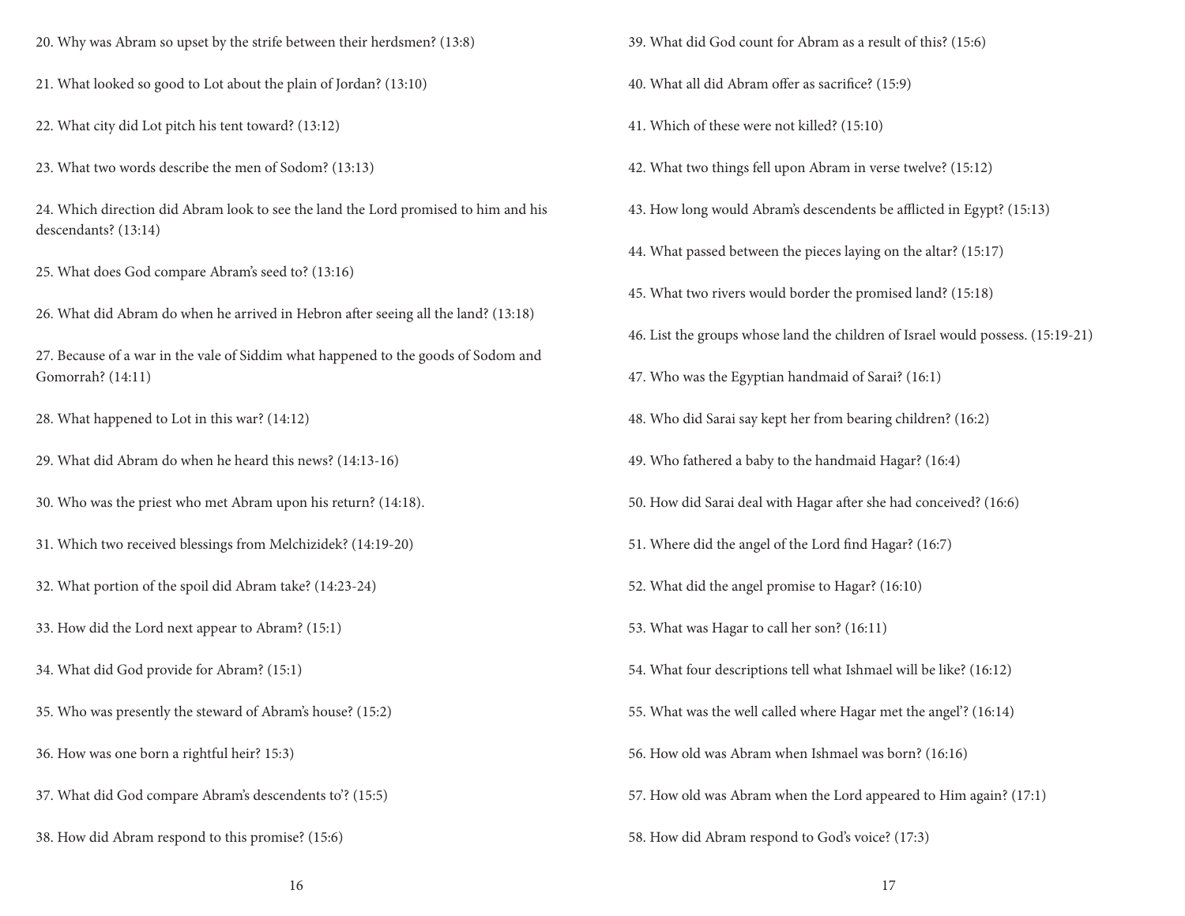20. Why was Abram so upset by the strife between their herdsmen? (13:8)

21. What looked so good to Lot about the plain of Jordan? (13:10)

22. What city did Lot pitch his tent toward? (13:12)

23. What two words describe the men of Sodom? (13:13)

24. Which direction did Abram look to see the land the Lord promised to him and his descendants? (13:14)

25. What does God compare Abram's seed to? (13:16)

26. What did Abram do when he arrived in Hebron after seeing all the land? (13:18)

27. Because of a war in the vale of Siddim what happened to the goods of Sodom and Gomorrah? (14:11)

28. What happened to Lot in this war? (14:12)

29. What did Abram do when he heard this news? (14:13-16)

30. Who was the priest who met Abram upon his return? (14:18).

31. Which two received blessings from Melchizidek? (14:19-20)

32. What portion of the spoil did Abram take? (14:23-24)

33. How did the Lord next appear to Abram? (15:1)

34. What did God provide for Abram? (15:1)

35. Who was presently the steward of Abram's house? (15:2)

36. How was one born a rightful heir? 15:3)

37. What did God compare Abram's descendents to'? (15:5)

38. How did Abram respond to this promise? (15:6)

39. What did God count for Abram as a result of this? (15:6)

40. What all did Abram offer as sacrifice? (15:9)

41. Which of these were not killed? (15:10)

42. What two things fell upon Abram in verse twelve? (15:12)

43. How long would Abram's descendents be afflicted in Egypt? (15:13)

44. What passed between the pieces laying on the altar? (15:17)

45. What two rivers would border the promised land? (15:18)

46. List the groups whose land the children of Israel would possess. (15:19-21)

47. Who was the Egyptian handmaid of Sarai? (16:1)

48. Who did Sarai say kept her from bearing children? (16:2)

49. Who fathered a baby to the handmaid Hagar? (16:4)

50. How did Sarai deal with Hagar after she had conceived? (16:6)

51. Where did the angel of the Lord find Hagar? (16:7)

52. What did the angel promise to Hagar? (16:10)

53. What was Hagar to call her son? (16:11)

54. What four descriptions tell what Ishmael will be like? (16:12)

55. What was the well called where Hagar met the angel'? (16:14)

56. How old was Abram when Ishmael was born? (16:16)

57. How old was Abram when the Lord appeared to Him again? (17:1)

58. How did Abram respond to God's voice? (17:3)